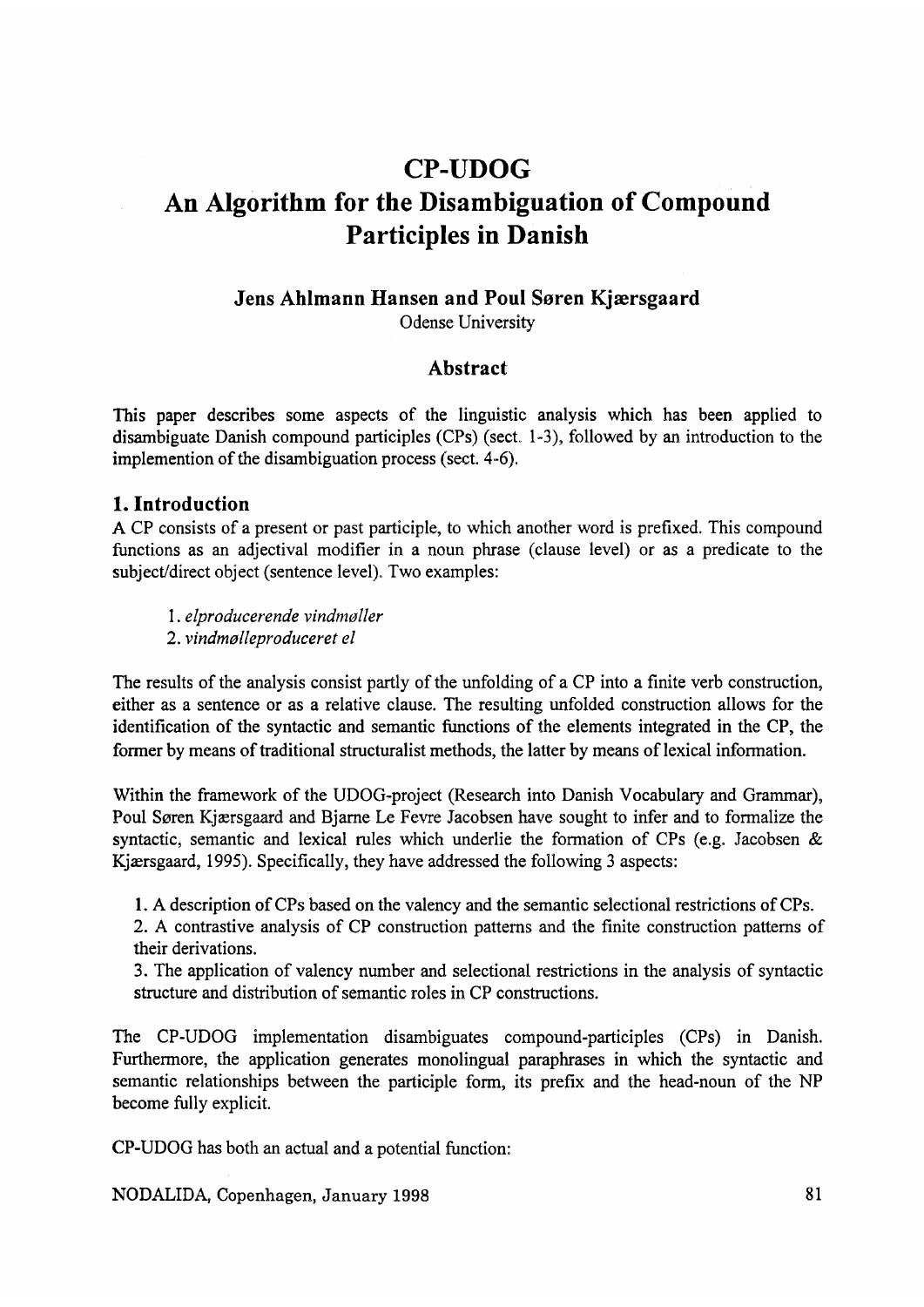# CP-UDOG
# An Algorithm for the Disambiguation of Compound Participles in Danish

**Jens Ahlmann Hansen and Poul Søren Kjærsgaard**
Odense University

## Abstract

This paper describes some aspects of the linguistic analysis which has been applied to disambiguate Danish compound participles (CPs) (sect. 1-3), followed by an introduction to the implemention of the disambiguation process (sect. 4-6).

## 1. Introduction

A CP consists of a present or past participle, to which another word is prefixed. This compound functions as an adjectival modifier in a noun phrase (clause level) or as a predicate to the subject/direct object (sentence level). Two examples:

1. *elproducerende vindmøller*
2. *vindmølleproduceret el*

The results of the analysis consist partly of the unfolding of a CP into a finite verb construction, either as a sentence or as a relative clause. The resulting unfolded construction allows for the identification of the syntactic and semantic functions of the elements integrated in the CP, the former by means of traditional structuralist methods, the latter by means of lexical information.

Within the framework of the UDOG-project (Research into Danish Vocabulary and Grammar), Poul Søren Kjærsgaard and Bjarne Le Fevre Jacobsen have sought to infer and to formalize the syntactic, semantic and lexical rules which underlie the formation of CPs (e.g. Jacobsen & Kjærsgaard, 1995). Specifically, they have addressed the following 3 aspects:

1. A description of CPs based on the valency and the semantic selectional restrictions of CPs.
2. A contrastive analysis of CP construction patterns and the finite construction patterns of their derivations.
3. The application of valency number and selectional restrictions in the analysis of syntactic structure and distribution of semantic roles in CP constructions.

The CP-UDOG implementation disambiguates compound-participles (CPs) in Danish. Furthermore, the application generates monolingual paraphrases in which the syntactic and semantic relationships between the participle form, its prefix and the head-noun of the NP become fully explicit.

CP-UDOG has both an actual and a potential function: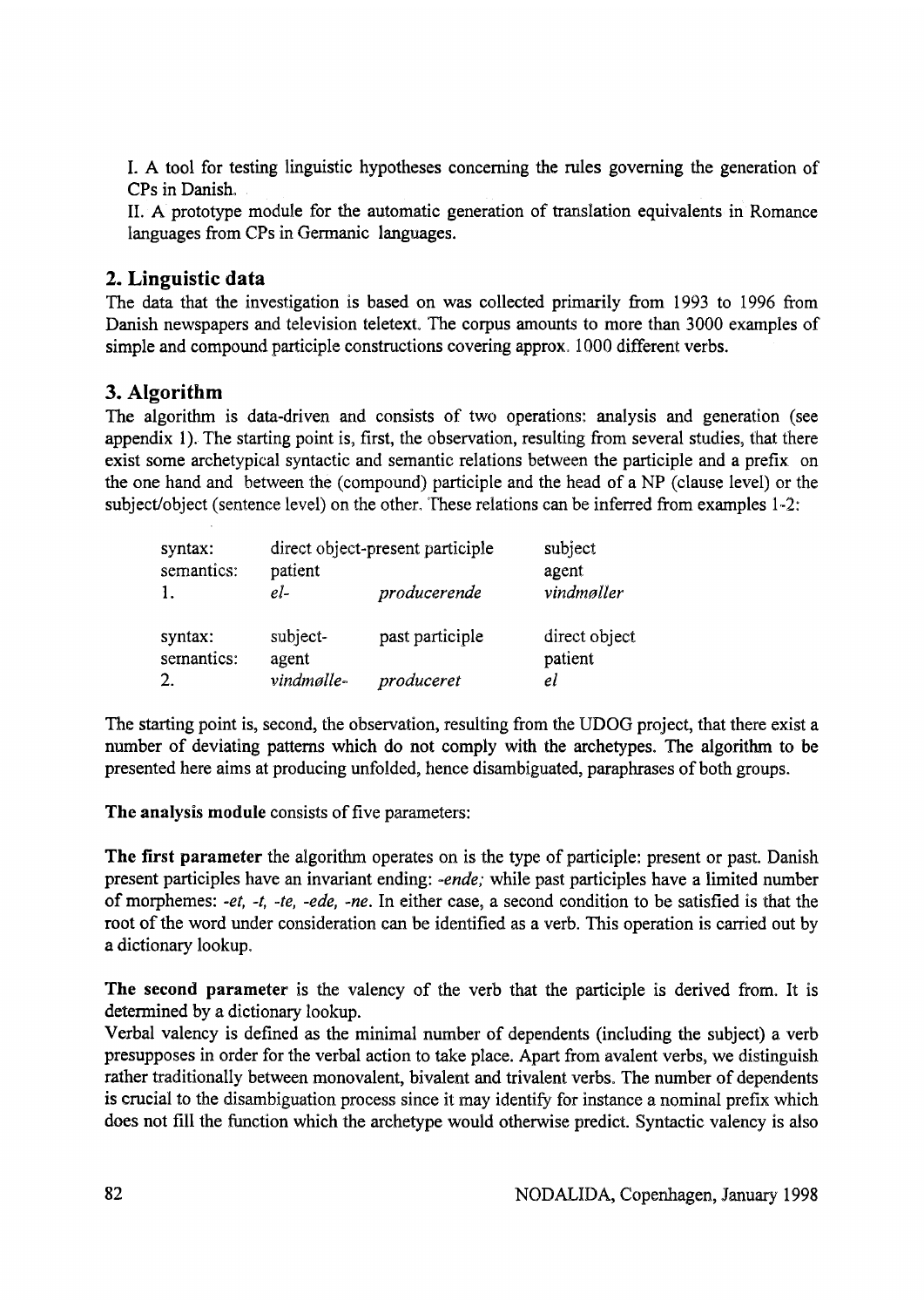I. A tool for testing linguistic hypotheses concerning the rules governing the generation of CPs in Danish.

II. A prototype module for the automatic generation of translation equivalents in Romance languages from CPs in Germanic languages.

## 2. Linguistic data

The data that the investigation is based on was collected primarily from 1993 to 1996 from Danish newspapers and television teletext. The corpus amounts to more than 3000 examples of simple and compound participle constructions covering approx. 1000 different verbs.

## 3. Algorithm

The algorithm is data-driven and consists of two operations: analysis and generation (see appendix 1). The starting point is, first, the observation, resulting from several studies, that there exist some archetypical syntactic and semantic relations between the participle and a prefix on the one hand and between the (compound) participle and the head of a NP (clause level) or the subject/object (sentence level) on the other. These relations can be inferred from examples 1-2:

| | | | |
|---|---|---|---|
| syntax: | direct object-present participle | | subject |
| semantics: | patient | | agent |
| 1. | *el-* | *producerende* | *vindmøller* |
| syntax: | subject- | past participle | direct object |
| semantics: | agent | | patient |
| 2. | *vindmølle-* | *produceret* | *el* |

The starting point is, second, the observation, resulting from the UDOG project, that there exist a number of deviating patterns which do not comply with the archetypes. The algorithm to be presented here aims at producing unfolded, hence disambiguated, paraphrases of both groups.

**The analysis module** consists of five parameters:

**The first parameter** the algorithm operates on is the type of participle: present or past. Danish present participles have an invariant ending: *-ende;* while past participles have a limited number of morphemes: *-et, -t, -te, -ede, -ne*. In either case, a second condition to be satisfied is that the root of the word under consideration can be identified as a verb. This operation is carried out by a dictionary lookup.

**The second parameter** is the valency of the verb that the participle is derived from. It is determined by a dictionary lookup.

Verbal valency is defined as the minimal number of dependents (including the subject) a verb presupposes in order for the verbal action to take place. Apart from avalent verbs, we distinguish rather traditionally between monovalent, bivalent and trivalent verbs. The number of dependents is crucial to the disambiguation process since it may identify for instance a nominal prefix which does not fill the function which the archetype would otherwise predict. Syntactic valency is also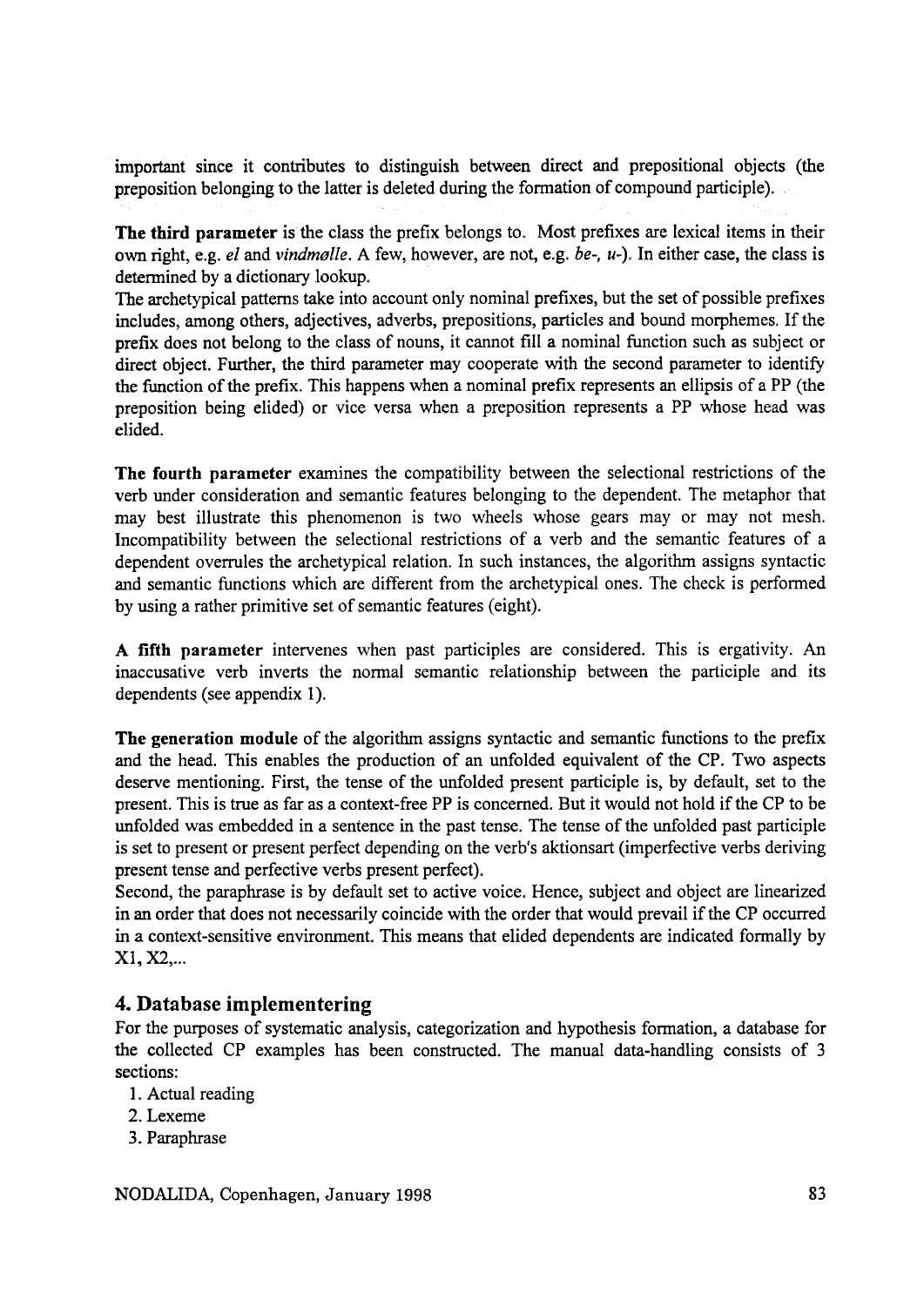important since it contributes to distinguish between direct and prepositional objects (the preposition belonging to the latter is deleted during the formation of compound participle).

**The third parameter** is the class the prefix belongs to. Most prefixes are lexical items in their own right, e.g. *el* and *vindmølle*. A few, however, are not, e.g. *be-*, *u-*). In either case, the class is determined by a dictionary lookup.
The archetypical patterns take into account only nominal prefixes, but the set of possible prefixes includes, among others, adjectives, adverbs, prepositions, particles and bound morphemes. If the prefix does not belong to the class of nouns, it cannot fill a nominal function such as subject or direct object. Further, the third parameter may cooperate with the second parameter to identify the function of the prefix. This happens when a nominal prefix represents an ellipsis of a PP (the preposition being elided) or vice versa when a preposition represents a PP whose head was elided.

**The fourth parameter** examines the compatibility between the selectional restrictions of the verb under consideration and semantic features belonging to the dependent. The metaphor that may best illustrate this phenomenon is two wheels whose gears may or may not mesh. Incompatibility between the selectional restrictions of a verb and the semantic features of a dependent overrules the archetypical relation. In such instances, the algorithm assigns syntactic and semantic functions which are different from the archetypical ones. The check is performed by using a rather primitive set of semantic features (eight).

**A fifth parameter** intervenes when past participles are considered. This is ergativity. An inaccusative verb inverts the normal semantic relationship between the participle and its dependents (see appendix 1).

**The generation module** of the algorithm assigns syntactic and semantic functions to the prefix and the head. This enables the production of an unfolded equivalent of the CP. Two aspects deserve mentioning. First, the tense of the unfolded present participle is, by default, set to the present. This is true as far as a context-free PP is concerned. But it would not hold if the CP to be unfolded was embedded in a sentence in the past tense. The tense of the unfolded past participle is set to present or present perfect depending on the verb's aktionsart (imperfective verbs deriving present tense and perfective verbs present perfect).
Second, the paraphrase is by default set to active voice. Hence, subject and object are linearized in an order that does not necessarily coincide with the order that would prevail if the CP occurred in a context-sensitive environment. This means that elided dependents are indicated formally by X1, X2,...

## 4. Database implementering

For the purposes of systematic analysis, categorization and hypothesis formation, a database for the collected CP examples has been constructed. The manual data-handling consists of 3 sections:

1. Actual reading
2. Lexeme
3. Paraphrase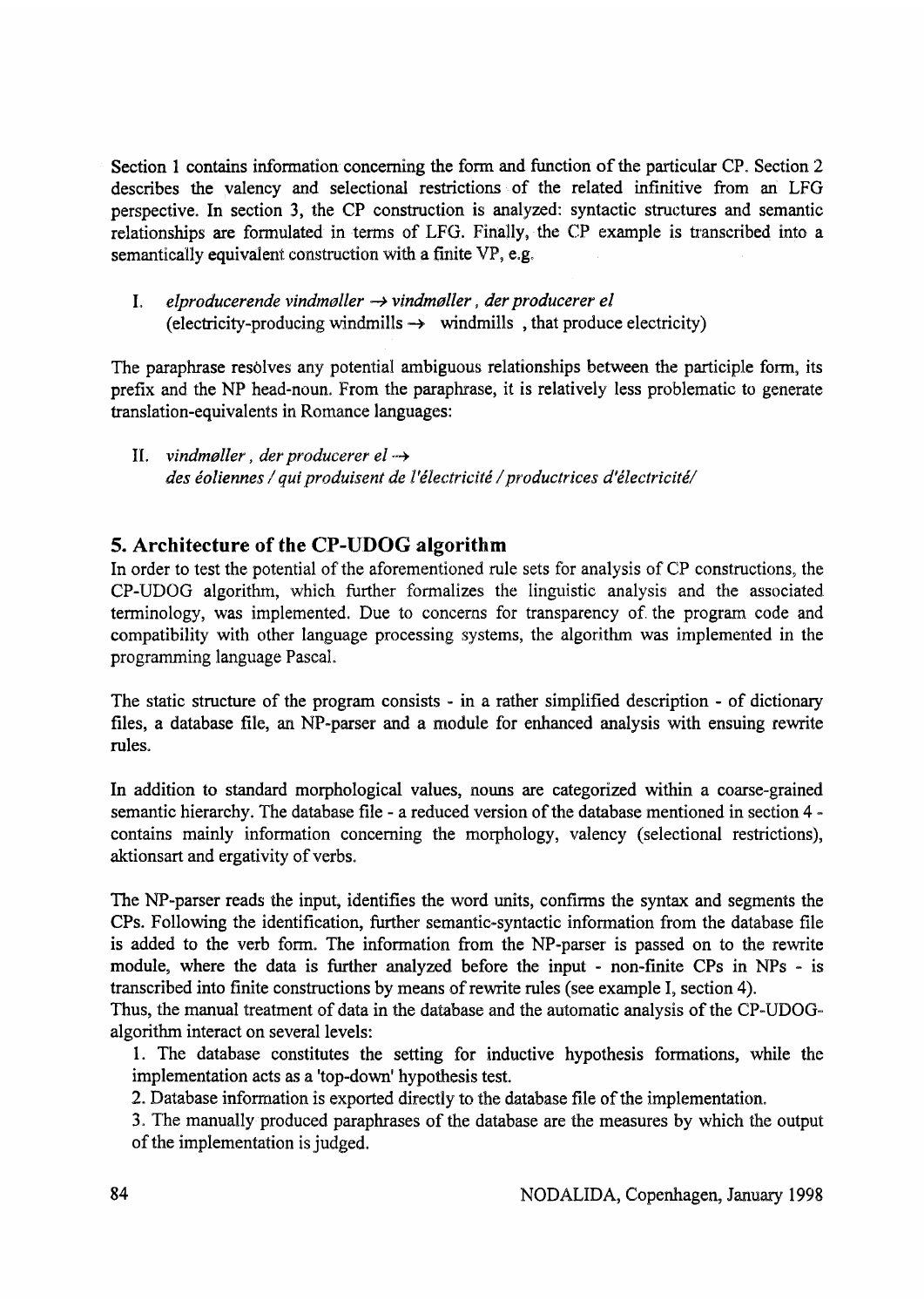Section 1 contains information concerning the form and function of the particular CP. Section 2 describes the valency and selectional restrictions of the related infinitive from an LFG perspective. In section 3, the CP construction is analyzed: syntactic structures and semantic relationships are formulated in terms of LFG. Finally, the CP example is transcribed into a semantically equivalent construction with a finite VP, e.g.

I. *elproducerende vindmøller → vindmøller, der producerer el*
(electricity-producing windmills → windmills , that produce electricity)

The paraphrase resolves any potential ambiguous relationships between the participle form, its prefix and the NP head-noun. From the paraphrase, it is relatively less problematic to generate translation-equivalents in Romance languages:

II. *vindmøller, der producerer el →*
*des éoliennes / qui produisent de l'électricité / productrices d'électricité/*

## 5. Architecture of the CP-UDOG algorithm

In order to test the potential of the aforementioned rule sets for analysis of CP constructions, the CP-UDOG algorithm, which further formalizes the linguistic analysis and the associated terminology, was implemented. Due to concerns for transparency of the program code and compatibility with other language processing systems, the algorithm was implemented in the programming language Pascal.

The static structure of the program consists - in a rather simplified description - of dictionary files, a database file, an NP-parser and a module for enhanced analysis with ensuing rewrite rules.

In addition to standard morphological values, nouns are categorized within a coarse-grained semantic hierarchy. The database file - a reduced version of the database mentioned in section 4 - contains mainly information concerning the morphology, valency (selectional restrictions), aktionsart and ergativity of verbs.

The NP-parser reads the input, identifies the word units, confirms the syntax and segments the CPs. Following the identification, further semantic-syntactic information from the database file is added to the verb form. The information from the NP-parser is passed on to the rewrite module, where the data is further analyzed before the input - non-finite CPs in NPs - is transcribed into finite constructions by means of rewrite rules (see example I, section 4).

Thus, the manual treatment of data in the database and the automatic analysis of the CP-UDOG-algorithm interact on several levels:

1. The database constitutes the setting for inductive hypothesis formations, while the implementation acts as a 'top-down' hypothesis test.
2. Database information is exported directly to the database file of the implementation.
3. The manually produced paraphrases of the database are the measures by which the output of the implementation is judged.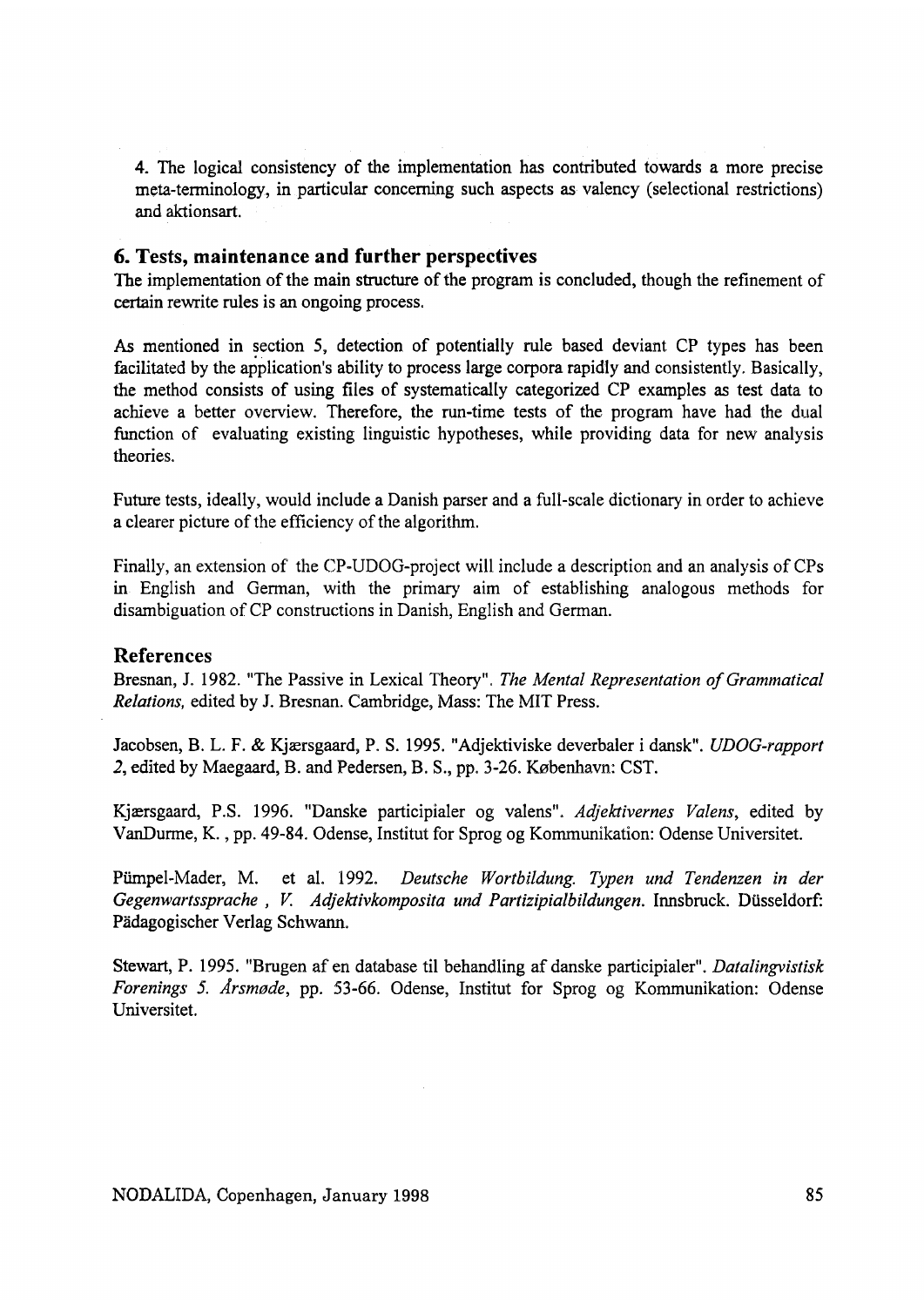4. The logical consistency of the implementation has contributed towards a more precise meta-terminology, in particular concerning such aspects as valency (selectional restrictions) and aktionsart.

## 6. Tests, maintenance and further perspectives

The implementation of the main structure of the program is concluded, though the refinement of certain rewrite rules is an ongoing process.

As mentioned in section 5, detection of potentially rule based deviant CP types has been facilitated by the application's ability to process large corpora rapidly and consistently. Basically, the method consists of using files of systematically categorized CP examples as test data to achieve a better overview. Therefore, the run-time tests of the program have had the dual function of evaluating existing linguistic hypotheses, while providing data for new analysis theories.

Future tests, ideally, would include a Danish parser and a full-scale dictionary in order to achieve a clearer picture of the efficiency of the algorithm.

Finally, an extension of the CP-UDOG-project will include a description and an analysis of CPs in English and German, with the primary aim of establishing analogous methods for disambiguation of CP constructions in Danish, English and German.

## References

Bresnan, J. 1982. "The Passive in Lexical Theory". *The Mental Representation of Grammatical Relations,* edited by J. Bresnan. Cambridge, Mass: The MIT Press.

Jacobsen, B. L. F. & Kjærsgaard, P. S. 1995. "Adjektiviske deverbaler i dansk". *UDOG-rapport 2*, edited by Maegaard, B. and Pedersen, B. S., pp. 3-26. København: CST.

Kjærsgaard, P.S. 1996. "Danske participialer og valens". *Adjektivernes Valens*, edited by VanDurme, K. , pp. 49-84. Odense, Institut for Sprog og Kommunikation: Odense Universitet.

Pümpel-Mader, M. et al. 1992. *Deutsche Wortbildung. Typen und Tendenzen in der Gegenwartssprache , V. Adjektivkomposita und Partizipialbildungen.* Innsbruck. Düsseldorf: Pädagogischer Verlag Schwann.

Stewart, P. 1995. "Brugen af en database til behandling af danske participialer". *Datalingvistisk Forenings 5. Årsmøde*, pp. 53-66. Odense, Institut for Sprog og Kommunikation: Odense Universitet.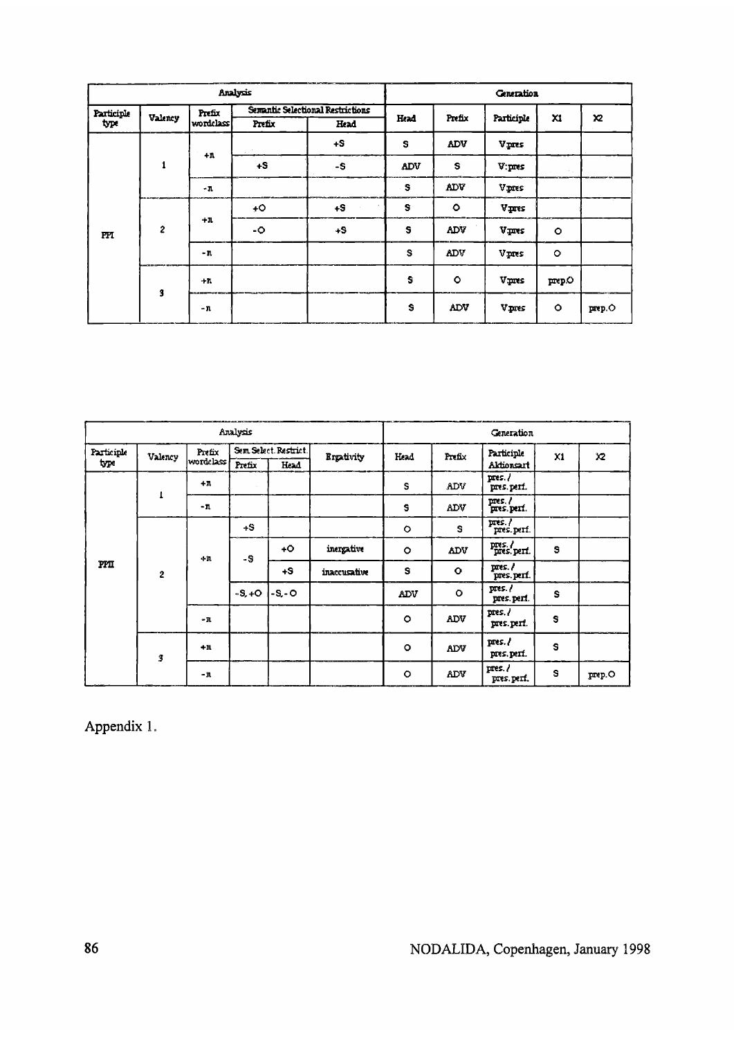| Analysis | | | | | Generation | | | | |
|---|---|---|---|---|---|---|---|---|---|
| Participle type | Valency | Prefix wordclass | Semantic Selectional Restrictions | | Head | Prefix | Participle | X1 | X2 |
| | | | Prefix | Head | | | | | |
| PPI | 1 | +n | | +S | S | ADV | V:pres | | |
| | | | +S | -S | ADV | S | V:pres | | |
| | | -n | | | S | ADV | V:pres | | |
| | 2 | +n | +O | +S | S | O | V:pres | | |
| | | | -O | +S | S | ADV | V:pres | O | |
| | | -n | | | S | ADV | V:pres | O | |
| | 3 | +n | | | S | O | V:pres | prep.O | |
| | | -n | | | S | ADV | V:pres | O | prep.O |

| Analysis | | | | | | Generation | | | | |
|---|---|---|---|---|---|---|---|---|---|---|
| Participle type | Valency | Prefix wordclass | Sem. Select. Restrict. | | Ergativity | Head | Prefix | Participle Aktionsart | X1 | X2 |
| | | | Prefix | Head | | | | | | |
| PPII | 1 | +n | | | | S | ADV | pres. / pres. perf. | | |
| | | -n | | | | S | ADV | pres. / pres. perf. | | |
| | 2 | +n | +S | | | O | S | pres. / pres. perf. | | |
| | | | -S | +O | inergative | O | ADV | pres. / pres. perf. | S | |
| | | | | +S | inaccusative | S | O | pres. / pres. perf. | | |
| | | | -S, +O | -S, - O | | ADV | O | pres. / pres. perf. | S | |
| | | -n | | | | O | ADV | pres. / pres. perf. | S | |
| | 3 | +n | | | | O | ADV | pres. / pres. perf. | S | |
| | | -n | | | | O | ADV | pres. / pres. perf. | S | prep.O |

Appendix 1.